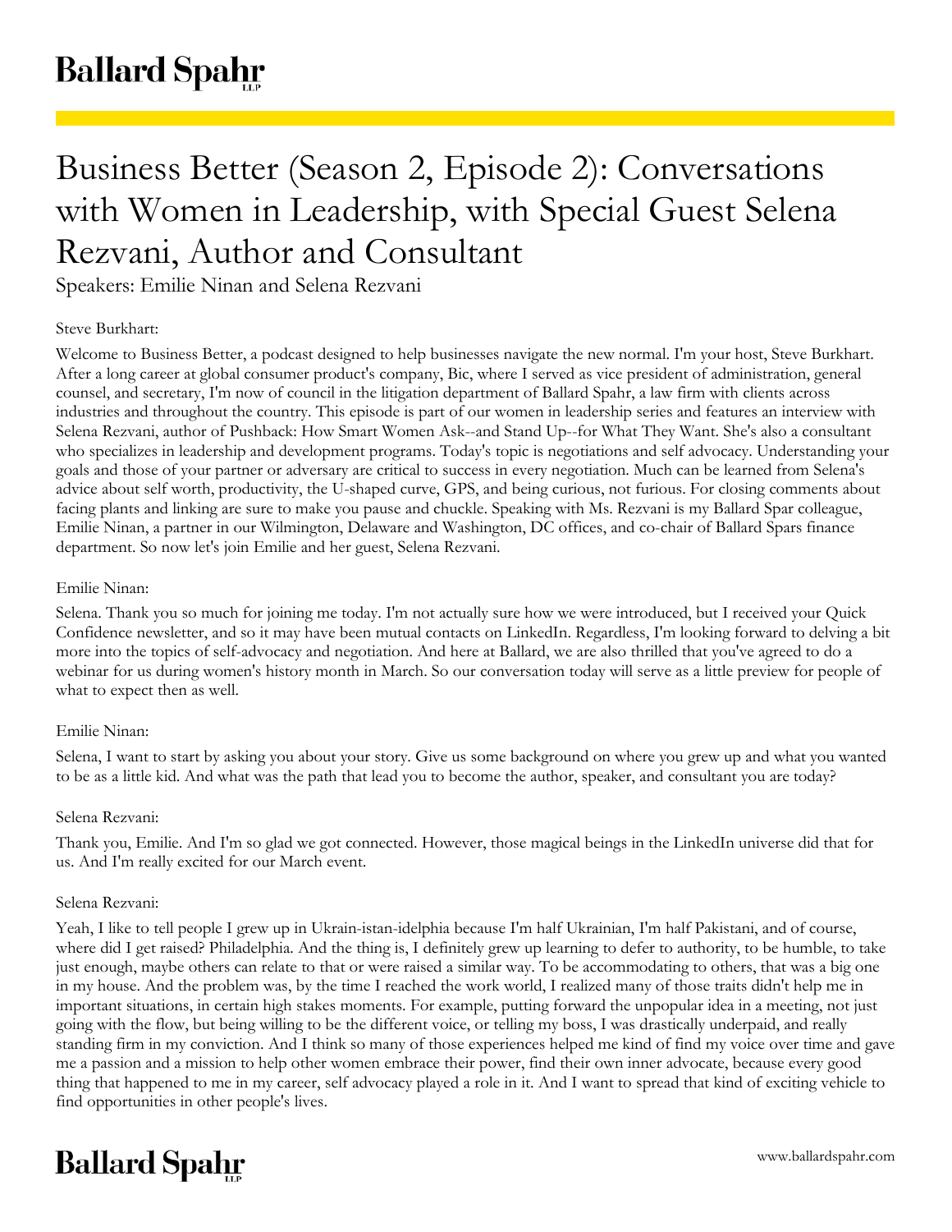# Business Better (Season 2, Episode 2): Conversations with Women in Leadership, with Special Guest Selena Rezvani, Author and Consultant

Speakers: Emilie Ninan and Selena Rezvani

Steve Burkhart:

Welcome to Business Better, a podcast designed to help businesses navigate the new normal. I'm your host, Steve Burkhart. After a long career at global consumer product's company, Bic, where I served as vice president of administration, general counsel, and secretary, I'm now of council in the litigation department of Ballard Spahr, a law firm with clients across industries and throughout the country. This episode is part of our women in leadership series and features an interview with Selena Rezvani, author of Pushback: How Smart Women Ask--and Stand Up--for What They Want. She's also a consultant who specializes in leadership and development programs. Today's topic is negotiations and self advocacy. Understanding your goals and those of your partner or adversary are critical to success in every negotiation. Much can be learned from Selena's advice about self worth, productivity, the U-shaped curve, GPS, and being curious, not furious. For closing comments about facing plants and linking are sure to make you pause and chuckle. Speaking with Ms. Rezvani is my Ballard Spar colleague, Emilie Ninan, a partner in our Wilmington, Delaware and Washington, DC offices, and co-chair of Ballard Spars finance department. So now let's join Emilie and her guest, Selena Rezvani.

Emilie Ninan:

Selena. Thank you so much for joining me today. I'm not actually sure how we were introduced, but I received your Quick Confidence newsletter, and so it may have been mutual contacts on LinkedIn. Regardless, I'm looking forward to delving a bit more into the topics of self-advocacy and negotiation. And here at Ballard, we are also thrilled that you've agreed to do a webinar for us during women's history month in March. So our conversation today will serve as a little preview for people of what to expect then as well.

Emilie Ninan:

Selena, I want to start by asking you about your story. Give us some background on where you grew up and what you wanted to be as a little kid. And what was the path that lead you to become the author, speaker, and consultant you are today?

Selena Rezvani:

Thank you, Emilie. And I'm so glad we got connected. However, those magical beings in the LinkedIn universe did that for us. And I'm really excited for our March event.

Selena Rezvani:

Yeah, I like to tell people I grew up in Ukrain-istan-idelphia because I'm half Ukrainian, I'm half Pakistani, and of course, where did I get raised? Philadelphia. And the thing is, I definitely grew up learning to defer to authority, to be humble, to take just enough, maybe others can relate to that or were raised a similar way. To be accommodating to others, that was a big one in my house. And the problem was, by the time I reached the work world, I realized many of those traits didn't help me in important situations, in certain high stakes moments. For example, putting forward the unpopular idea in a meeting, not just going with the flow, but being willing to be the different voice, or telling my boss, I was drastically underpaid, and really standing firm in my conviction. And I think so many of those experiences helped me kind of find my voice over time and gave me a passion and a mission to help other women embrace their power, find their own inner advocate, because every good thing that happened to me in my career, self advocacy played a role in it. And I want to spread that kind of exciting vehicle to find opportunities in other people's lives.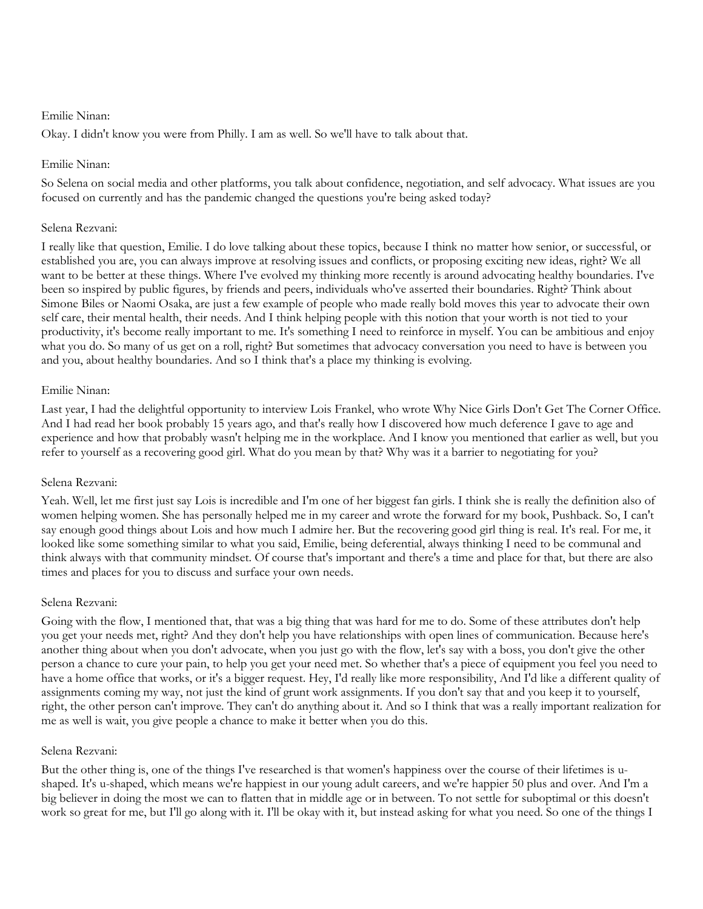Emilie Ninan:

Okay. I didn't know you were from Philly. I am as well. So we'll have to talk about that.

Emilie Ninan:

So Selena on social media and other platforms, you talk about confidence, negotiation, and self advocacy. What issues are you focused on currently and has the pandemic changed the questions you're being asked today?

Selena Rezvani:

I really like that question, Emilie. I do love talking about these topics, because I think no matter how senior, or successful, or established you are, you can always improve at resolving issues and conflicts, or proposing exciting new ideas, right? We all want to be better at these things. Where I've evolved my thinking more recently is around advocating healthy boundaries. I've been so inspired by public figures, by friends and peers, individuals who've asserted their boundaries. Right? Think about Simone Biles or Naomi Osaka, are just a few example of people who made really bold moves this year to advocate their own self care, their mental health, their needs. And I think helping people with this notion that your worth is not tied to your productivity, it's become really important to me. It's something I need to reinforce in myself. You can be ambitious and enjoy what you do. So many of us get on a roll, right? But sometimes that advocacy conversation you need to have is between you and you, about healthy boundaries. And so I think that's a place my thinking is evolving.

Emilie Ninan:

Last year, I had the delightful opportunity to interview Lois Frankel, who wrote Why Nice Girls Don't Get The Corner Office. And I had read her book probably 15 years ago, and that's really how I discovered how much deference I gave to age and experience and how that probably wasn't helping me in the workplace. And I know you mentioned that earlier as well, but you refer to yourself as a recovering good girl. What do you mean by that? Why was it a barrier to negotiating for you?

Selena Rezvani:

Yeah. Well, let me first just say Lois is incredible and I'm one of her biggest fan girls. I think she is really the definition also of women helping women. She has personally helped me in my career and wrote the forward for my book, Pushback. So, I can't say enough good things about Lois and how much I admire her. But the recovering good girl thing is real. It's real. For me, it looked like some something similar to what you said, Emilie, being deferential, always thinking I need to be communal and think always with that community mindset. Of course that's important and there's a time and place for that, but there are also times and places for you to discuss and surface your own needs.

Selena Rezvani:

Going with the flow, I mentioned that, that was a big thing that was hard for me to do. Some of these attributes don't help you get your needs met, right? And they don't help you have relationships with open lines of communication. Because here's another thing about when you don't advocate, when you just go with the flow, let's say with a boss, you don't give the other person a chance to cure your pain, to help you get your need met. So whether that's a piece of equipment you feel you need to have a home office that works, or it's a bigger request. Hey, I'd really like more responsibility, And I'd like a different quality of assignments coming my way, not just the kind of grunt work assignments. If you don't say that and you keep it to yourself, right, the other person can't improve. They can't do anything about it. And so I think that was a really important realization for me as well is wait, you give people a chance to make it better when you do this.

Selena Rezvani:

But the other thing is, one of the things I've researched is that women's happiness over the course of their lifetimes is u-shaped. It's u-shaped, which means we're happiest in our young adult careers, and we're happier 50 plus and over. And I'm a big believer in doing the most we can to flatten that in middle age or in between. To not settle for suboptimal or this doesn't work so great for me, but I'll go along with it. I'll be okay with it, but instead asking for what you need. So one of the things I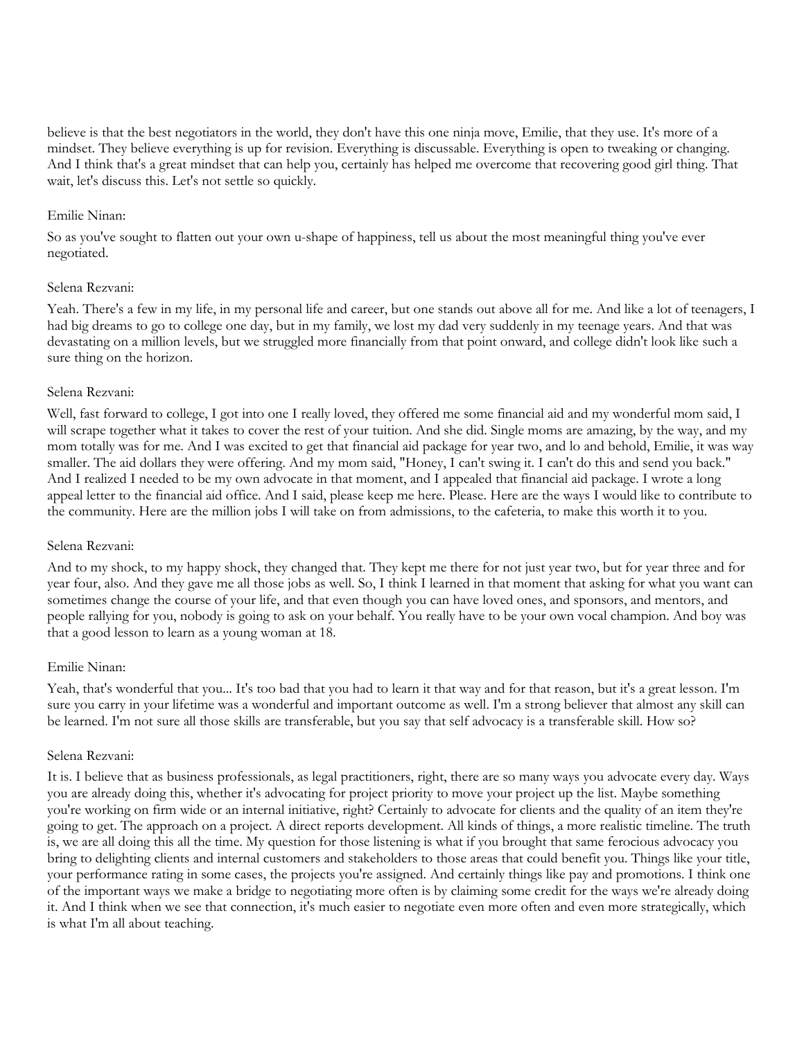believe is that the best negotiators in the world, they don't have this one ninja move, Emilie, that they use. It's more of a mindset. They believe everything is up for revision. Everything is discussable. Everything is open to tweaking or changing. And I think that's a great mindset that can help you, certainly has helped me overcome that recovering good girl thing. That wait, let's discuss this. Let's not settle so quickly.

Emilie Ninan:

So as you've sought to flatten out your own u-shape of happiness, tell us about the most meaningful thing you've ever negotiated.

Selena Rezvani:

Yeah. There's a few in my life, in my personal life and career, but one stands out above all for me. And like a lot of teenagers, I had big dreams to go to college one day, but in my family, we lost my dad very suddenly in my teenage years. And that was devastating on a million levels, but we struggled more financially from that point onward, and college didn't look like such a sure thing on the horizon.

Selena Rezvani:

Well, fast forward to college, I got into one I really loved, they offered me some financial aid and my wonderful mom said, I will scrape together what it takes to cover the rest of your tuition. And she did. Single moms are amazing, by the way, and my mom totally was for me. And I was excited to get that financial aid package for year two, and lo and behold, Emilie, it was way smaller. The aid dollars they were offering. And my mom said, "Honey, I can't swing it. I can't do this and send you back." And I realized I needed to be my own advocate in that moment, and I appealed that financial aid package. I wrote a long appeal letter to the financial aid office. And I said, please keep me here. Please. Here are the ways I would like to contribute to the community. Here are the million jobs I will take on from admissions, to the cafeteria, to make this worth it to you.

Selena Rezvani:

And to my shock, to my happy shock, they changed that. They kept me there for not just year two, but for year three and for year four, also. And they gave me all those jobs as well. So, I think I learned in that moment that asking for what you want can sometimes change the course of your life, and that even though you can have loved ones, and sponsors, and mentors, and people rallying for you, nobody is going to ask on your behalf. You really have to be your own vocal champion. And boy was that a good lesson to learn as a young woman at 18.

Emilie Ninan:

Yeah, that's wonderful that you... It's too bad that you had to learn it that way and for that reason, but it's a great lesson. I'm sure you carry in your lifetime was a wonderful and important outcome as well. I'm a strong believer that almost any skill can be learned. I'm not sure all those skills are transferable, but you say that self advocacy is a transferable skill. How so?

Selena Rezvani:

It is. I believe that as business professionals, as legal practitioners, right, there are so many ways you advocate every day. Ways you are already doing this, whether it's advocating for project priority to move your project up the list. Maybe something you're working on firm wide or an internal initiative, right? Certainly to advocate for clients and the quality of an item they're going to get. The approach on a project. A direct reports development. All kinds of things, a more realistic timeline. The truth is, we are all doing this all the time. My question for those listening is what if you brought that same ferocious advocacy you bring to delighting clients and internal customers and stakeholders to those areas that could benefit you. Things like your title, your performance rating in some cases, the projects you're assigned. And certainly things like pay and promotions. I think one of the important ways we make a bridge to negotiating more often is by claiming some credit for the ways we're already doing it. And I think when we see that connection, it's much easier to negotiate even more often and even more strategically, which is what I'm all about teaching.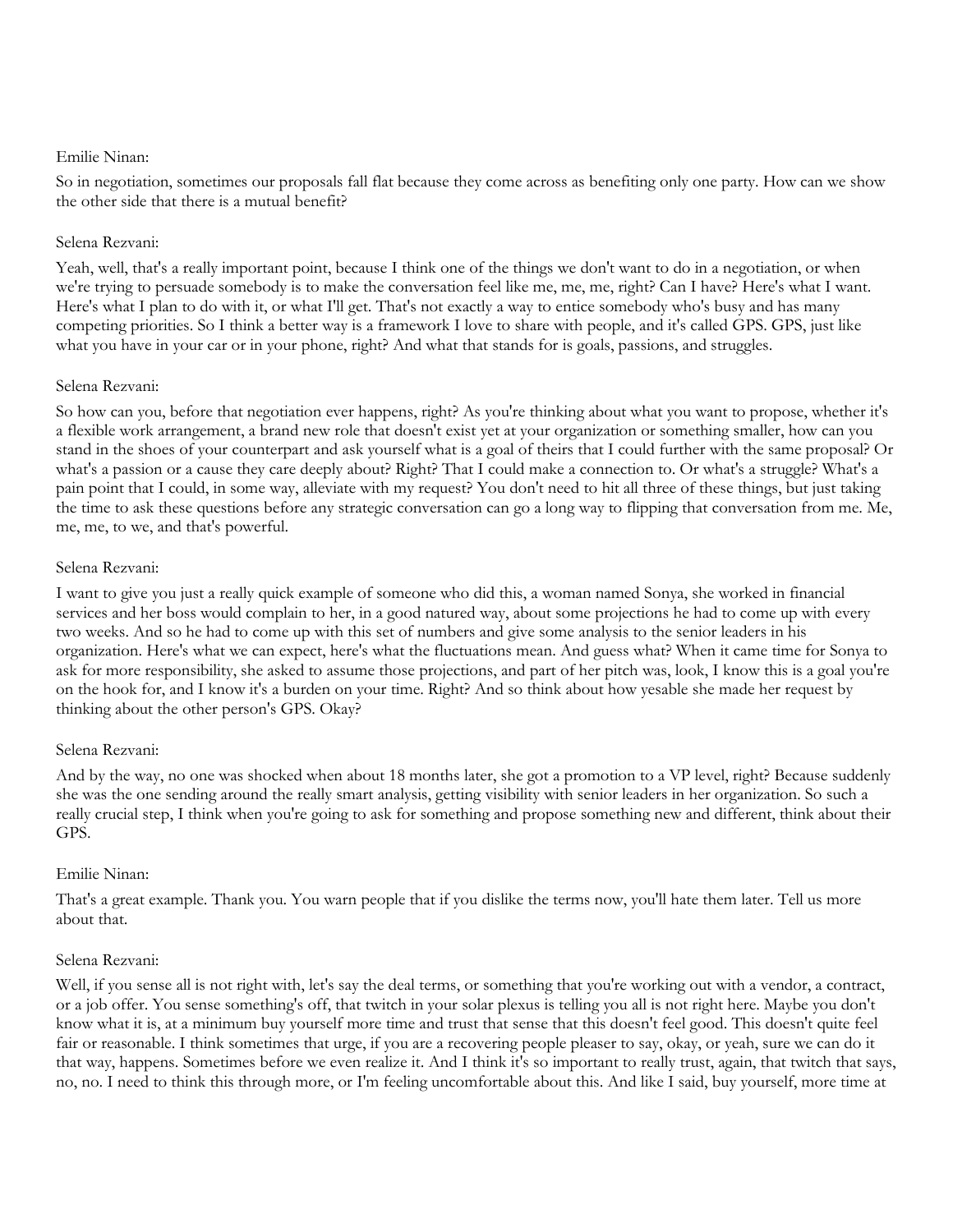Emilie Ninan:

So in negotiation, sometimes our proposals fall flat because they come across as benefiting only one party. How can we show the other side that there is a mutual benefit?

Selena Rezvani:

Yeah, well, that's a really important point, because I think one of the things we don't want to do in a negotiation, or when we're trying to persuade somebody is to make the conversation feel like me, me, me, right? Can I have? Here's what I want. Here's what I plan to do with it, or what I'll get. That's not exactly a way to entice somebody who's busy and has many competing priorities. So I think a better way is a framework I love to share with people, and it's called GPS. GPS, just like what you have in your car or in your phone, right? And what that stands for is goals, passions, and struggles.

Selena Rezvani:

So how can you, before that negotiation ever happens, right? As you're thinking about what you want to propose, whether it's a flexible work arrangement, a brand new role that doesn't exist yet at your organization or something smaller, how can you stand in the shoes of your counterpart and ask yourself what is a goal of theirs that I could further with the same proposal? Or what's a passion or a cause they care deeply about? Right? That I could make a connection to. Or what's a struggle? What's a pain point that I could, in some way, alleviate with my request? You don't need to hit all three of these things, but just taking the time to ask these questions before any strategic conversation can go a long way to flipping that conversation from me. Me, me, me, to we, and that's powerful.

Selena Rezvani:

I want to give you just a really quick example of someone who did this, a woman named Sonya, she worked in financial services and her boss would complain to her, in a good natured way, about some projections he had to come up with every two weeks. And so he had to come up with this set of numbers and give some analysis to the senior leaders in his organization. Here's what we can expect, here's what the fluctuations mean. And guess what? When it came time for Sonya to ask for more responsibility, she asked to assume those projections, and part of her pitch was, look, I know this is a goal you're on the hook for, and I know it's a burden on your time. Right? And so think about how yesable she made her request by thinking about the other person's GPS. Okay?

Selena Rezvani:

And by the way, no one was shocked when about 18 months later, she got a promotion to a VP level, right? Because suddenly she was the one sending around the really smart analysis, getting visibility with senior leaders in her organization. So such a really crucial step, I think when you're going to ask for something and propose something new and different, think about their GPS.

Emilie Ninan:

That's a great example. Thank you. You warn people that if you dislike the terms now, you'll hate them later. Tell us more about that.

Selena Rezvani:

Well, if you sense all is not right with, let's say the deal terms, or something that you're working out with a vendor, a contract, or a job offer. You sense something's off, that twitch in your solar plexus is telling you all is not right here. Maybe you don't know what it is, at a minimum buy yourself more time and trust that sense that this doesn't feel good. This doesn't quite feel fair or reasonable. I think sometimes that urge, if you are a recovering people pleaser to say, okay, or yeah, sure we can do it that way, happens. Sometimes before we even realize it. And I think it's so important to really trust, again, that twitch that says, no, no. I need to think this through more, or I'm feeling uncomfortable about this. And like I said, buy yourself, more time at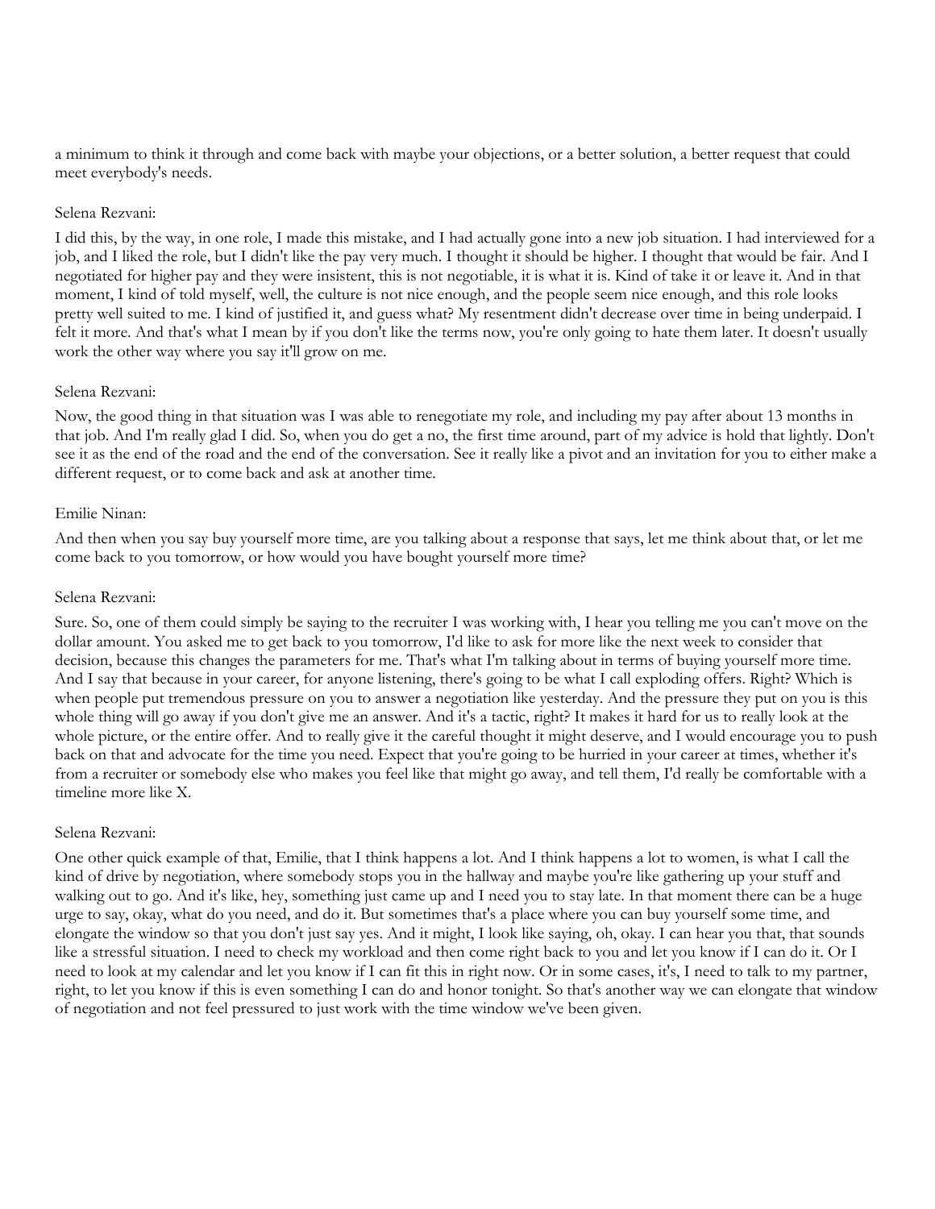a minimum to think it through and come back with maybe your objections, or a better solution, a better request that could meet everybody's needs.

Selena Rezvani:

I did this, by the way, in one role, I made this mistake, and I had actually gone into a new job situation. I had interviewed for a job, and I liked the role, but I didn't like the pay very much. I thought it should be higher. I thought that would be fair. And I negotiated for higher pay and they were insistent, this is not negotiable, it is what it is. Kind of take it or leave it. And in that moment, I kind of told myself, well, the culture is not nice enough, and the people seem nice enough, and this role looks pretty well suited to me. I kind of justified it, and guess what? My resentment didn't decrease over time in being underpaid. I felt it more. And that's what I mean by if you don't like the terms now, you're only going to hate them later. It doesn't usually work the other way where you say it'll grow on me.

Selena Rezvani:

Now, the good thing in that situation was I was able to renegotiate my role, and including my pay after about 13 months in that job. And I'm really glad I did. So, when you do get a no, the first time around, part of my advice is hold that lightly. Don't see it as the end of the road and the end of the conversation. See it really like a pivot and an invitation for you to either make a different request, or to come back and ask at another time.

Emilie Ninan:

And then when you say buy yourself more time, are you talking about a response that says, let me think about that, or let me come back to you tomorrow, or how would you have bought yourself more time?

Selena Rezvani:

Sure. So, one of them could simply be saying to the recruiter I was working with, I hear you telling me you can't move on the dollar amount. You asked me to get back to you tomorrow, I'd like to ask for more like the next week to consider that decision, because this changes the parameters for me. That's what I'm talking about in terms of buying yourself more time. And I say that because in your career, for anyone listening, there's going to be what I call exploding offers. Right? Which is when people put tremendous pressure on you to answer a negotiation like yesterday. And the pressure they put on you is this whole thing will go away if you don't give me an answer. And it's a tactic, right? It makes it hard for us to really look at the whole picture, or the entire offer. And to really give it the careful thought it might deserve, and I would encourage you to push back on that and advocate for the time you need. Expect that you're going to be hurried in your career at times, whether it's from a recruiter or somebody else who makes you feel like that might go away, and tell them, I'd really be comfortable with a timeline more like X.

Selena Rezvani:

One other quick example of that, Emilie, that I think happens a lot. And I think happens a lot to women, is what I call the kind of drive by negotiation, where somebody stops you in the hallway and maybe you're like gathering up your stuff and walking out to go. And it's like, hey, something just came up and I need you to stay late. In that moment there can be a huge urge to say, okay, what do you need, and do it. But sometimes that's a place where you can buy yourself some time, and elongate the window so that you don't just say yes. And it might, I look like saying, oh, okay. I can hear you that, that sounds like a stressful situation. I need to check my workload and then come right back to you and let you know if I can do it. Or I need to look at my calendar and let you know if I can fit this in right now. Or in some cases, it's, I need to talk to my partner, right, to let you know if this is even something I can do and honor tonight. So that's another way we can elongate that window of negotiation and not feel pressured to just work with the time window we've been given.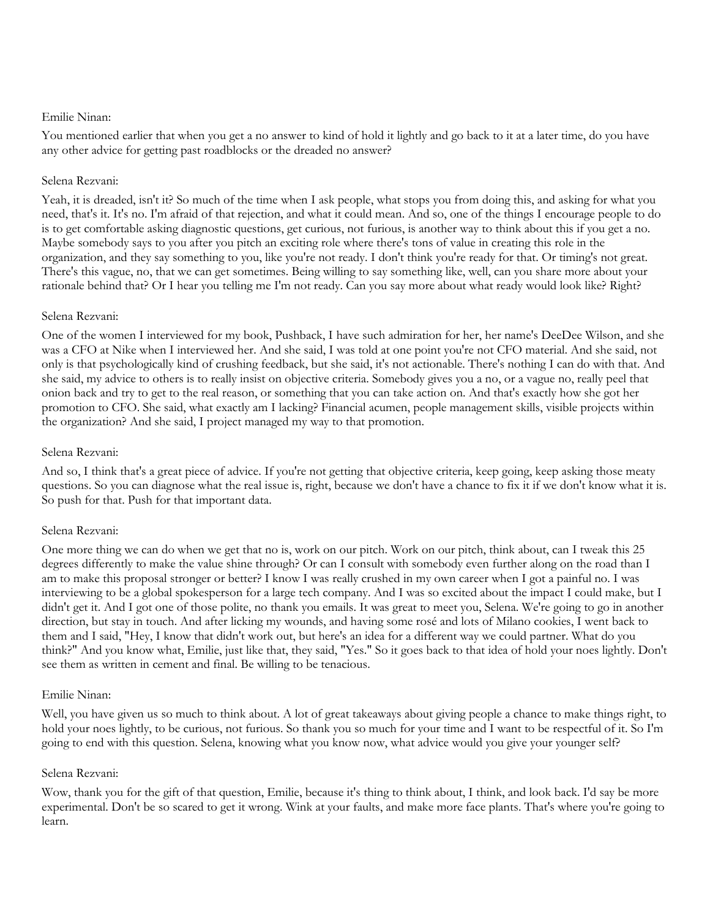Emilie Ninan:

You mentioned earlier that when you get a no answer to kind of hold it lightly and go back to it at a later time, do you have any other advice for getting past roadblocks or the dreaded no answer?

Selena Rezvani:

Yeah, it is dreaded, isn't it? So much of the time when I ask people, what stops you from doing this, and asking for what you need, that's it. It's no. I'm afraid of that rejection, and what it could mean. And so, one of the things I encourage people to do is to get comfortable asking diagnostic questions, get curious, not furious, is another way to think about this if you get a no. Maybe somebody says to you after you pitch an exciting role where there's tons of value in creating this role in the organization, and they say something to you, like you're not ready. I don't think you're ready for that. Or timing's not great. There's this vague, no, that we can get sometimes. Being willing to say something like, well, can you share more about your rationale behind that? Or I hear you telling me I'm not ready. Can you say more about what ready would look like? Right?

Selena Rezvani:

One of the women I interviewed for my book, Pushback, I have such admiration for her, her name's DeeDee Wilson, and she was a CFO at Nike when I interviewed her. And she said, I was told at one point you're not CFO material. And she said, not only is that psychologically kind of crushing feedback, but she said, it's not actionable. There's nothing I can do with that. And she said, my advice to others is to really insist on objective criteria. Somebody gives you a no, or a vague no, really peel that onion back and try to get to the real reason, or something that you can take action on. And that's exactly how she got her promotion to CFO. She said, what exactly am I lacking? Financial acumen, people management skills, visible projects within the organization? And she said, I project managed my way to that promotion.

Selena Rezvani:

And so, I think that's a great piece of advice. If you're not getting that objective criteria, keep going, keep asking those meaty questions. So you can diagnose what the real issue is, right, because we don't have a chance to fix it if we don't know what it is. So push for that. Push for that important data.

Selena Rezvani:

One more thing we can do when we get that no is, work on our pitch. Work on our pitch, think about, can I tweak this 25 degrees differently to make the value shine through? Or can I consult with somebody even further along on the road than I am to make this proposal stronger or better? I know I was really crushed in my own career when I got a painful no. I was interviewing to be a global spokesperson for a large tech company. And I was so excited about the impact I could make, but I didn't get it. And I got one of those polite, no thank you emails. It was great to meet you, Selena. We're going to go in another direction, but stay in touch. And after licking my wounds, and having some rosé and lots of Milano cookies, I went back to them and I said, "Hey, I know that didn't work out, but here's an idea for a different way we could partner. What do you think?" And you know what, Emilie, just like that, they said, "Yes." So it goes back to that idea of hold your noes lightly. Don't see them as written in cement and final. Be willing to be tenacious.

Emilie Ninan:

Well, you have given us so much to think about. A lot of great takeaways about giving people a chance to make things right, to hold your noes lightly, to be curious, not furious. So thank you so much for your time and I want to be respectful of it. So I'm going to end with this question. Selena, knowing what you know now, what advice would you give your younger self?

Selena Rezvani:

Wow, thank you for the gift of that question, Emilie, because it's thing to think about, I think, and look back. I'd say be more experimental. Don't be so scared to get it wrong. Wink at your faults, and make more face plants. That's where you're going to learn.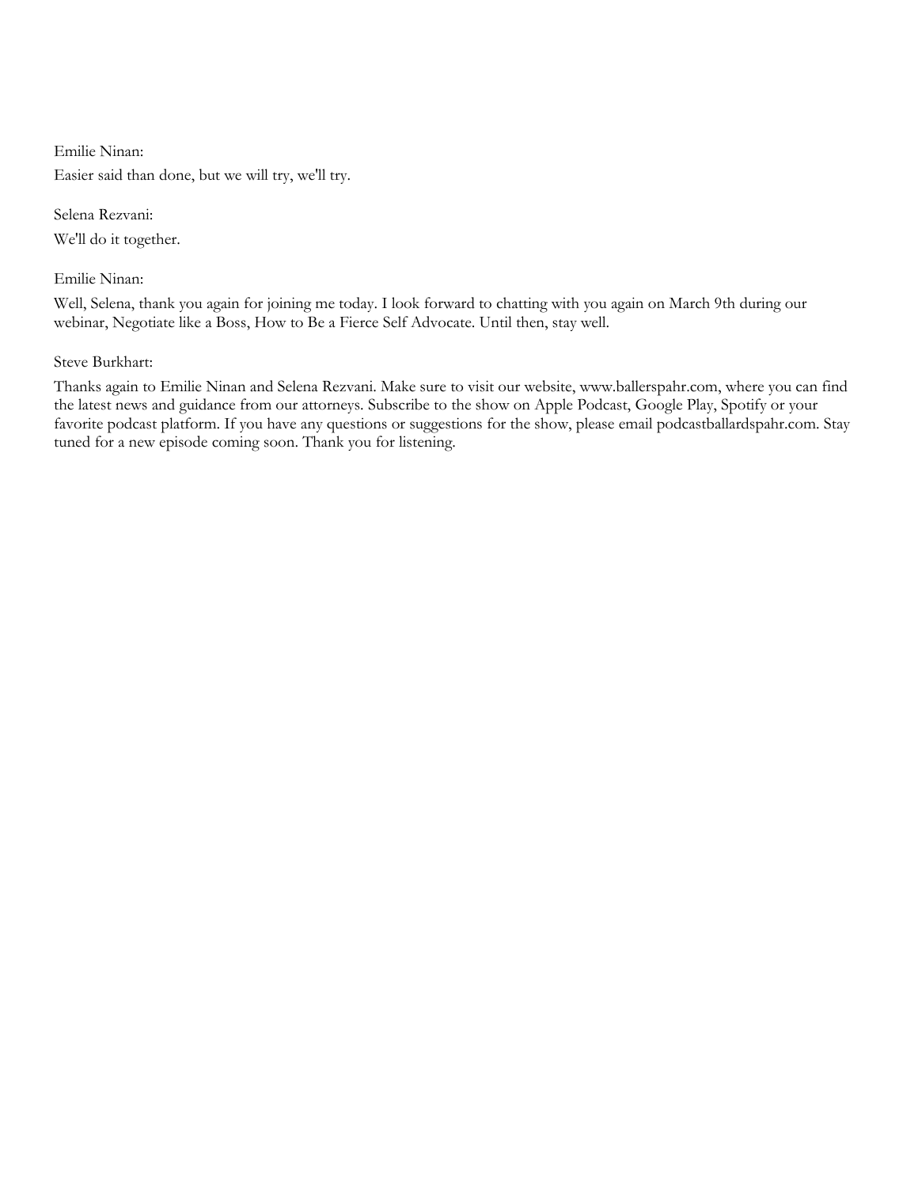Emilie Ninan:

Easier said than done, but we will try, we'll try.

Selena Rezvani:

We'll do it together.

Emilie Ninan:

Well, Selena, thank you again for joining me today. I look forward to chatting with you again on March 9th during our webinar, Negotiate like a Boss, How to Be a Fierce Self Advocate. Until then, stay well.

Steve Burkhart:

Thanks again to Emilie Ninan and Selena Rezvani. Make sure to visit our website, www.ballerspahr.com, where you can find the latest news and guidance from our attorneys. Subscribe to the show on Apple Podcast, Google Play, Spotify or your favorite podcast platform. If you have any questions or suggestions for the show, please email podcastballardspahr.com. Stay tuned for a new episode coming soon. Thank you for listening.